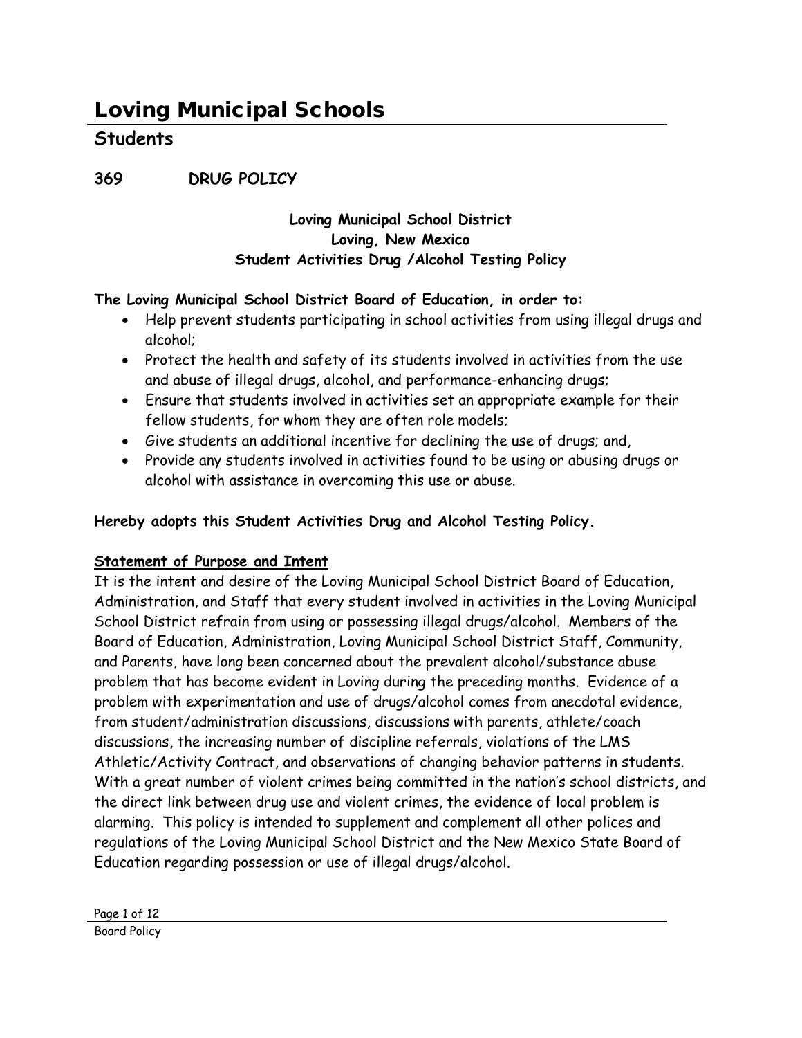# Loving Municipal Schools

## Students

### 369 DRUG POLICY

**Loving Municipal School District**
**Loving, New Mexico**
**Student Activities Drug /Alcohol Testing Policy**

**The Loving Municipal School District Board of Education, in order to:**

- Help prevent students participating in school activities from using illegal drugs and alcohol;
- Protect the health and safety of its students involved in activities from the use and abuse of illegal drugs, alcohol, and performance-enhancing drugs;
- Ensure that students involved in activities set an appropriate example for their fellow students, for whom they are often role models;
- Give students an additional incentive for declining the use of drugs; and,
- Provide any students involved in activities found to be using or abusing drugs or alcohol with assistance in overcoming this use or abuse.

**Hereby adopts this Student Activities Drug and Alcohol Testing Policy.**

**Statement of Purpose and Intent**

It is the intent and desire of the Loving Municipal School District Board of Education, Administration, and Staff that every student involved in activities in the Loving Municipal School District refrain from using or possessing illegal drugs/alcohol. Members of the Board of Education, Administration, Loving Municipal School District Staff, Community, and Parents, have long been concerned about the prevalent alcohol/substance abuse problem that has become evident in Loving during the preceding months. Evidence of a problem with experimentation and use of drugs/alcohol comes from anecdotal evidence, from student/administration discussions, discussions with parents, athlete/coach discussions, the increasing number of discipline referrals, violations of the LMS Athletic/Activity Contract, and observations of changing behavior patterns in students. With a great number of violent crimes being committed in the nation's school districts, and the direct link between drug use and violent crimes, the evidence of local problem is alarming. This policy is intended to supplement and complement all other polices and regulations of the Loving Municipal School District and the New Mexico State Board of Education regarding possession or use of illegal drugs/alcohol.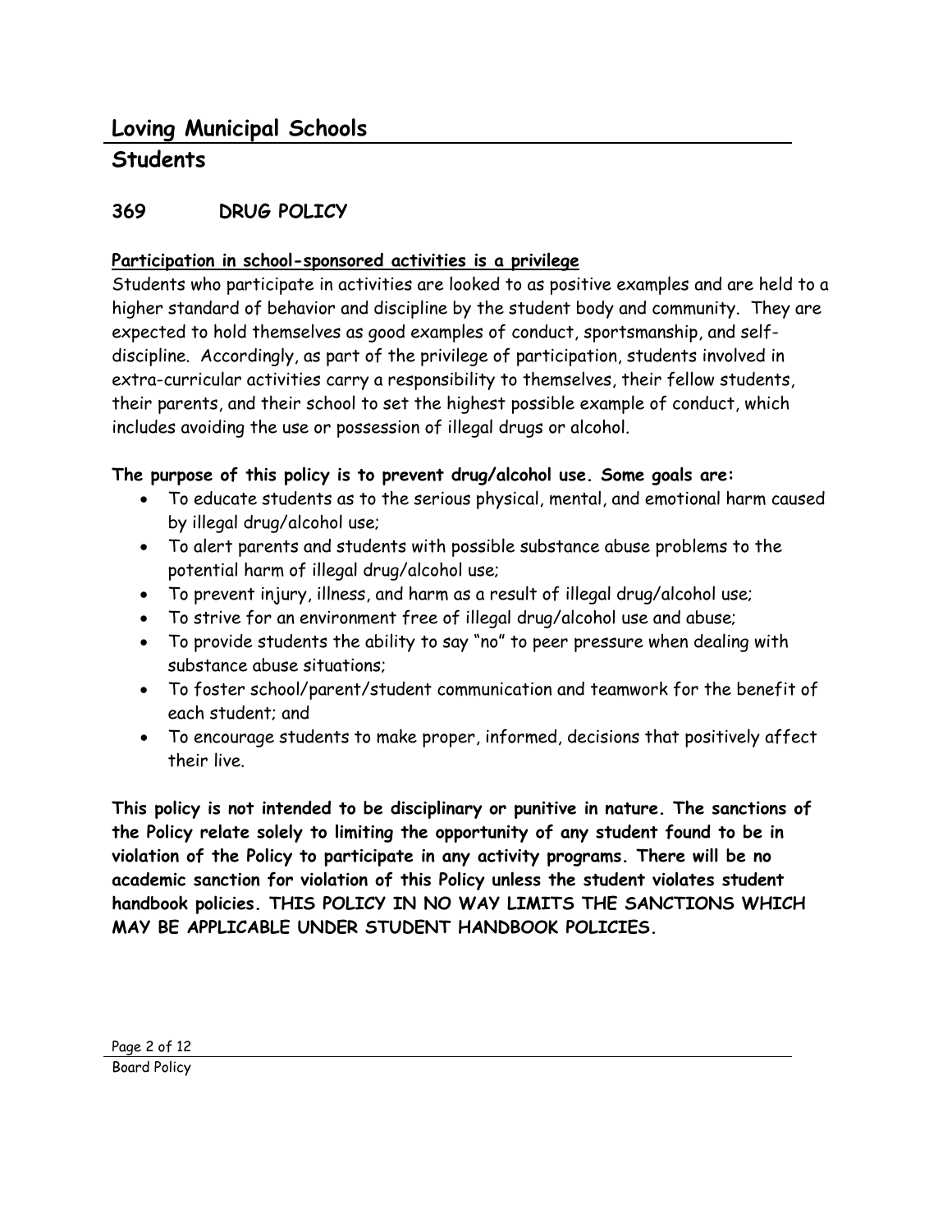# Loving Municipal Schools

## Students

### 369 DRUG POLICY

**<u>Participation in school-sponsored activities is a privilege</u>**

Students who participate in activities are looked to as positive examples and are held to a higher standard of behavior and discipline by the student body and community. They are expected to hold themselves as good examples of conduct, sportsmanship, and self-discipline. Accordingly, as part of the privilege of participation, students involved in extra-curricular activities carry a responsibility to themselves, their fellow students, their parents, and their school to set the highest possible example of conduct, which includes avoiding the use or possession of illegal drugs or alcohol.

**The purpose of this policy is to prevent drug/alcohol use. Some goals are:**

- To educate students as to the serious physical, mental, and emotional harm caused by illegal drug/alcohol use;
- To alert parents and students with possible substance abuse problems to the potential harm of illegal drug/alcohol use;
- To prevent injury, illness, and harm as a result of illegal drug/alcohol use;
- To strive for an environment free of illegal drug/alcohol use and abuse;
- To provide students the ability to say "no" to peer pressure when dealing with substance abuse situations;
- To foster school/parent/student communication and teamwork for the benefit of each student; and
- To encourage students to make proper, informed, decisions that positively affect their live.

**This policy is not intended to be disciplinary or punitive in nature. The sanctions of the Policy relate solely to limiting the opportunity of any student found to be in violation of the Policy to participate in any activity programs. There will be no academic sanction for violation of this Policy unless the student violates student handbook policies. THIS POLICY IN NO WAY LIMITS THE SANCTIONS WHICH MAY BE APPLICABLE UNDER STUDENT HANDBOOK POLICIES.**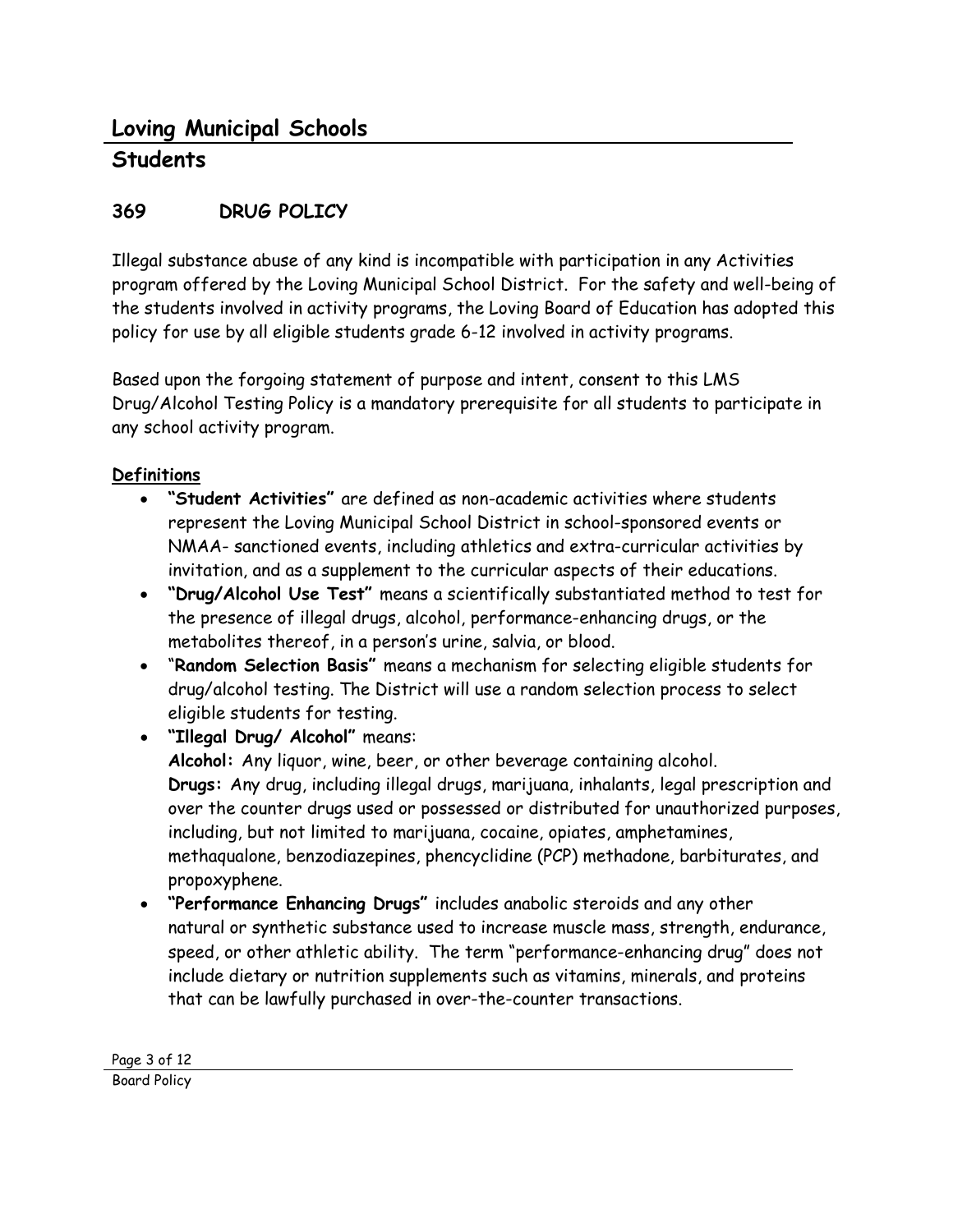# Loving Municipal Schools

## Students

### 369 DRUG POLICY

Illegal substance abuse of any kind is incompatible with participation in any Activities program offered by the Loving Municipal School District. For the safety and well-being of the students involved in activity programs, the Loving Board of Education has adopted this policy for use by all eligible students grade 6-12 involved in activity programs.

Based upon the forgoing statement of purpose and intent, consent to this LMS Drug/Alcohol Testing Policy is a mandatory prerequisite for all students to participate in any school activity program.

**Definitions**

- **"Student Activities"** are defined as non-academic activities where students represent the Loving Municipal School District in school-sponsored events or NMAA- sanctioned events, including athletics and extra-curricular activities by invitation, and as a supplement to the curricular aspects of their educations.
- **"Drug/Alcohol Use Test"** means a scientifically substantiated method to test for the presence of illegal drugs, alcohol, performance-enhancing drugs, or the metabolites thereof, in a person's urine, salvia, or blood.
- "**Random Selection Basis"** means a mechanism for selecting eligible students for drug/alcohol testing. The District will use a random selection process to select eligible students for testing.
- **"Illegal Drug/ Alcohol"** means:
  **Alcohol:** Any liquor, wine, beer, or other beverage containing alcohol.
  **Drugs:** Any drug, including illegal drugs, marijuana, inhalants, legal prescription and over the counter drugs used or possessed or distributed for unauthorized purposes, including, but not limited to marijuana, cocaine, opiates, amphetamines, methaqualone, benzodiazepines, phencyclidine (PCP) methadone, barbiturates, and propoxyphene.
- **"Performance Enhancing Drugs"** includes anabolic steroids and any other natural or synthetic substance used to increase muscle mass, strength, endurance, speed, or other athletic ability. The term "performance-enhancing drug" does not include dietary or nutrition supplements such as vitamins, minerals, and proteins that can be lawfully purchased in over-the-counter transactions.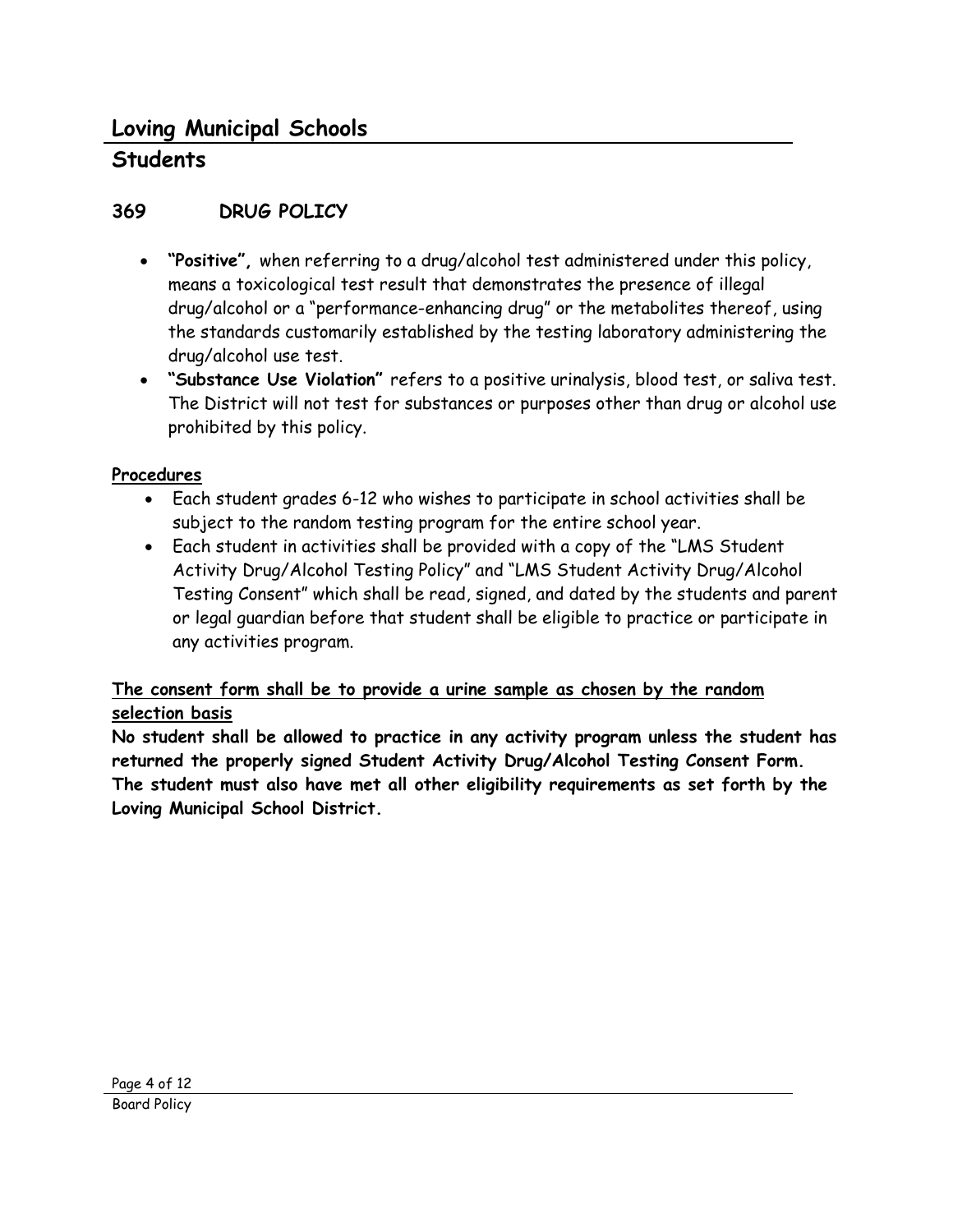# Loving Municipal Schools

## Students

### 369 DRUG POLICY

- **"Positive",** when referring to a drug/alcohol test administered under this policy, means a toxicological test result that demonstrates the presence of illegal drug/alcohol or a "performance-enhancing drug" or the metabolites thereof, using the standards customarily established by the testing laboratory administering the drug/alcohol use test.
- **"Substance Use Violation"** refers to a positive urinalysis, blood test, or saliva test. The District will not test for substances or purposes other than drug or alcohol use prohibited by this policy.

**Procedures**

- Each student grades 6-12 who wishes to participate in school activities shall be subject to the random testing program for the entire school year.
- Each student in activities shall be provided with a copy of the "LMS Student Activity Drug/Alcohol Testing Policy" and "LMS Student Activity Drug/Alcohol Testing Consent" which shall be read, signed, and dated by the students and parent or legal guardian before that student shall be eligible to practice or participate in any activities program.

**The consent form shall be to provide a urine sample as chosen by the random selection basis**

**No student shall be allowed to practice in any activity program unless the student has returned the properly signed Student Activity Drug/Alcohol Testing Consent Form. The student must also have met all other eligibility requirements as set forth by the Loving Municipal School District.**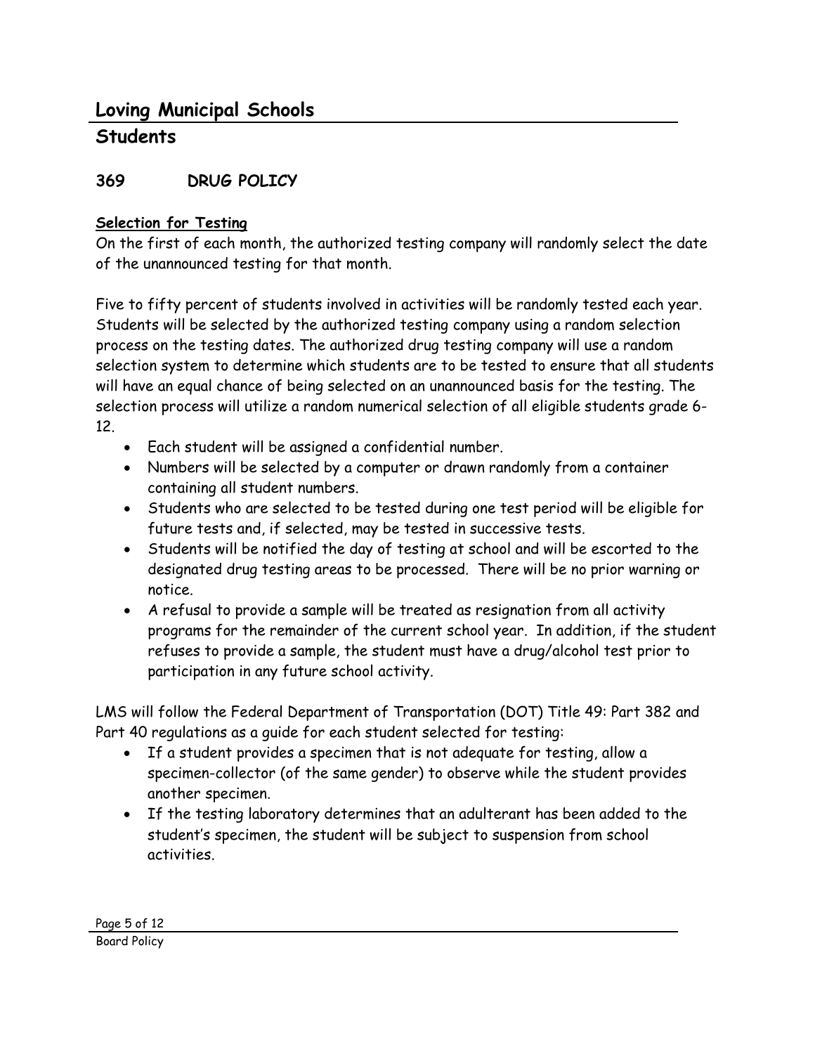# Loving Municipal Schools

## Students

### 369 DRUG POLICY

**Selection for Testing**

On the first of each month, the authorized testing company will randomly select the date of the unannounced testing for that month.

Five to fifty percent of students involved in activities will be randomly tested each year. Students will be selected by the authorized testing company using a random selection process on the testing dates. The authorized drug testing company will use a random selection system to determine which students are to be tested to ensure that all students will have an equal chance of being selected on an unannounced basis for the testing. The selection process will utilize a random numerical selection of all eligible students grade 6-12.

- Each student will be assigned a confidential number.
- Numbers will be selected by a computer or drawn randomly from a container containing all student numbers.
- Students who are selected to be tested during one test period will be eligible for future tests and, if selected, may be tested in successive tests.
- Students will be notified the day of testing at school and will be escorted to the designated drug testing areas to be processed. There will be no prior warning or notice.
- A refusal to provide a sample will be treated as resignation from all activity programs for the remainder of the current school year. In addition, if the student refuses to provide a sample, the student must have a drug/alcohol test prior to participation in any future school activity.

LMS will follow the Federal Department of Transportation (DOT) Title 49: Part 382 and Part 40 regulations as a guide for each student selected for testing:

- If a student provides a specimen that is not adequate for testing, allow a specimen-collector (of the same gender) to observe while the student provides another specimen.
- If the testing laboratory determines that an adulterant has been added to the student's specimen, the student will be subject to suspension from school activities.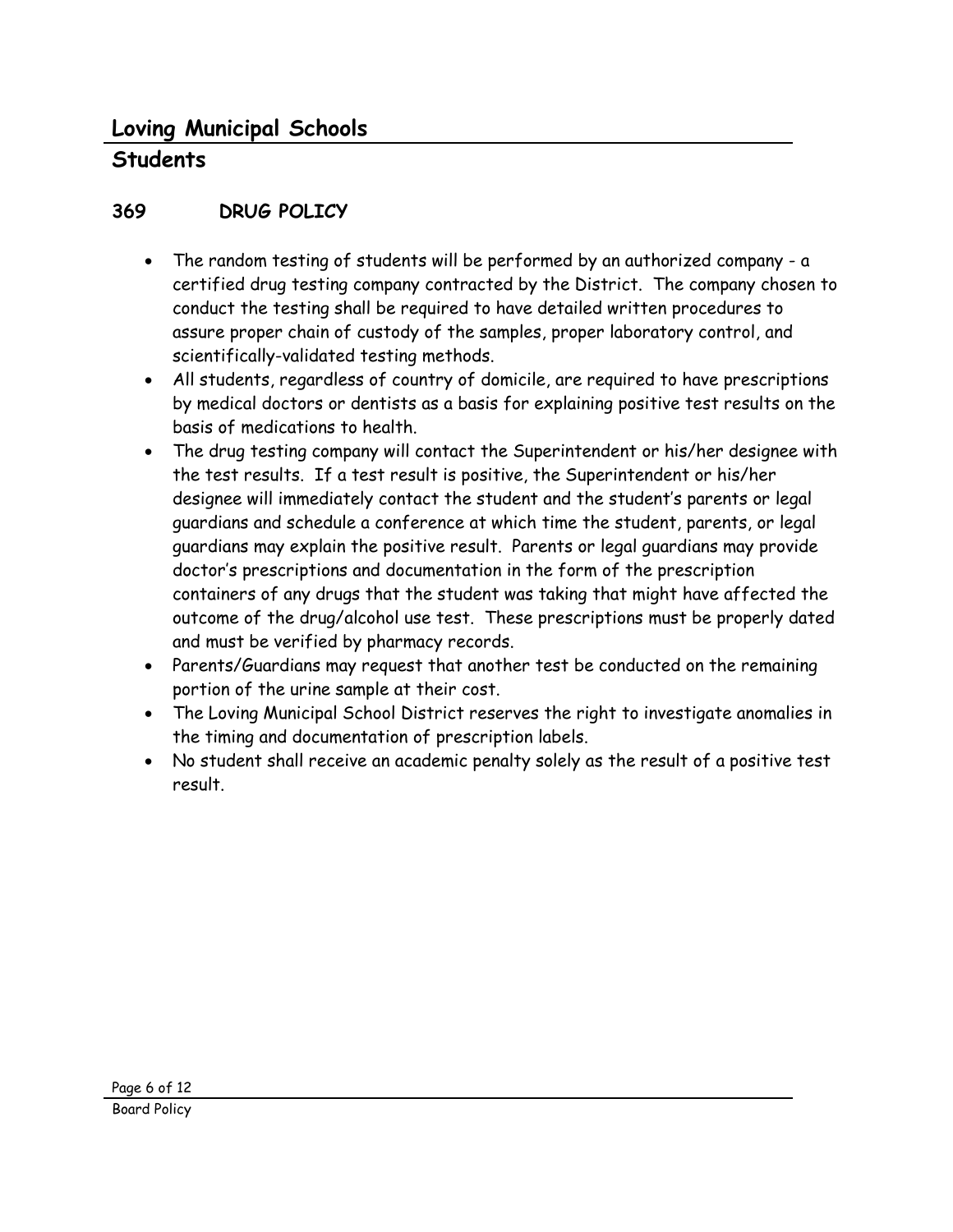# Loving Municipal Schools

## Students

### 369 DRUG POLICY

- The random testing of students will be performed by an authorized company - a certified drug testing company contracted by the District. The company chosen to conduct the testing shall be required to have detailed written procedures to assure proper chain of custody of the samples, proper laboratory control, and scientifically-validated testing methods.
- All students, regardless of country of domicile, are required to have prescriptions by medical doctors or dentists as a basis for explaining positive test results on the basis of medications to health.
- The drug testing company will contact the Superintendent or his/her designee with the test results. If a test result is positive, the Superintendent or his/her designee will immediately contact the student and the student's parents or legal guardians and schedule a conference at which time the student, parents, or legal guardians may explain the positive result. Parents or legal guardians may provide doctor's prescriptions and documentation in the form of the prescription containers of any drugs that the student was taking that might have affected the outcome of the drug/alcohol use test. These prescriptions must be properly dated and must be verified by pharmacy records.
- Parents/Guardians may request that another test be conducted on the remaining portion of the urine sample at their cost.
- The Loving Municipal School District reserves the right to investigate anomalies in the timing and documentation of prescription labels.
- No student shall receive an academic penalty solely as the result of a positive test result.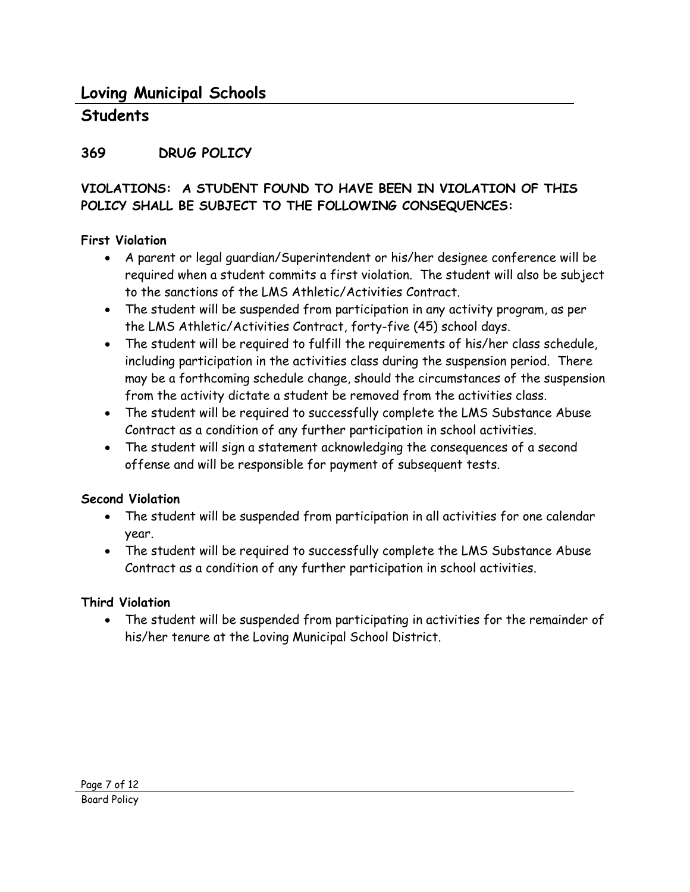# Loving Municipal Schools

## Students

### 369 DRUG POLICY

**VIOLATIONS: A STUDENT FOUND TO HAVE BEEN IN VIOLATION OF THIS POLICY SHALL BE SUBJECT TO THE FOLLOWING CONSEQUENCES:**

**First Violation**

- A parent or legal guardian/Superintendent or his/her designee conference will be required when a student commits a first violation. The student will also be subject to the sanctions of the LMS Athletic/Activities Contract.
- The student will be suspended from participation in any activity program, as per the LMS Athletic/Activities Contract, forty-five (45) school days.
- The student will be required to fulfill the requirements of his/her class schedule, including participation in the activities class during the suspension period. There may be a forthcoming schedule change, should the circumstances of the suspension from the activity dictate a student be removed from the activities class.
- The student will be required to successfully complete the LMS Substance Abuse Contract as a condition of any further participation in school activities.
- The student will sign a statement acknowledging the consequences of a second offense and will be responsible for payment of subsequent tests.

**Second Violation**

- The student will be suspended from participation in all activities for one calendar year.
- The student will be required to successfully complete the LMS Substance Abuse Contract as a condition of any further participation in school activities.

**Third Violation**

- The student will be suspended from participating in activities for the remainder of his/her tenure at the Loving Municipal School District.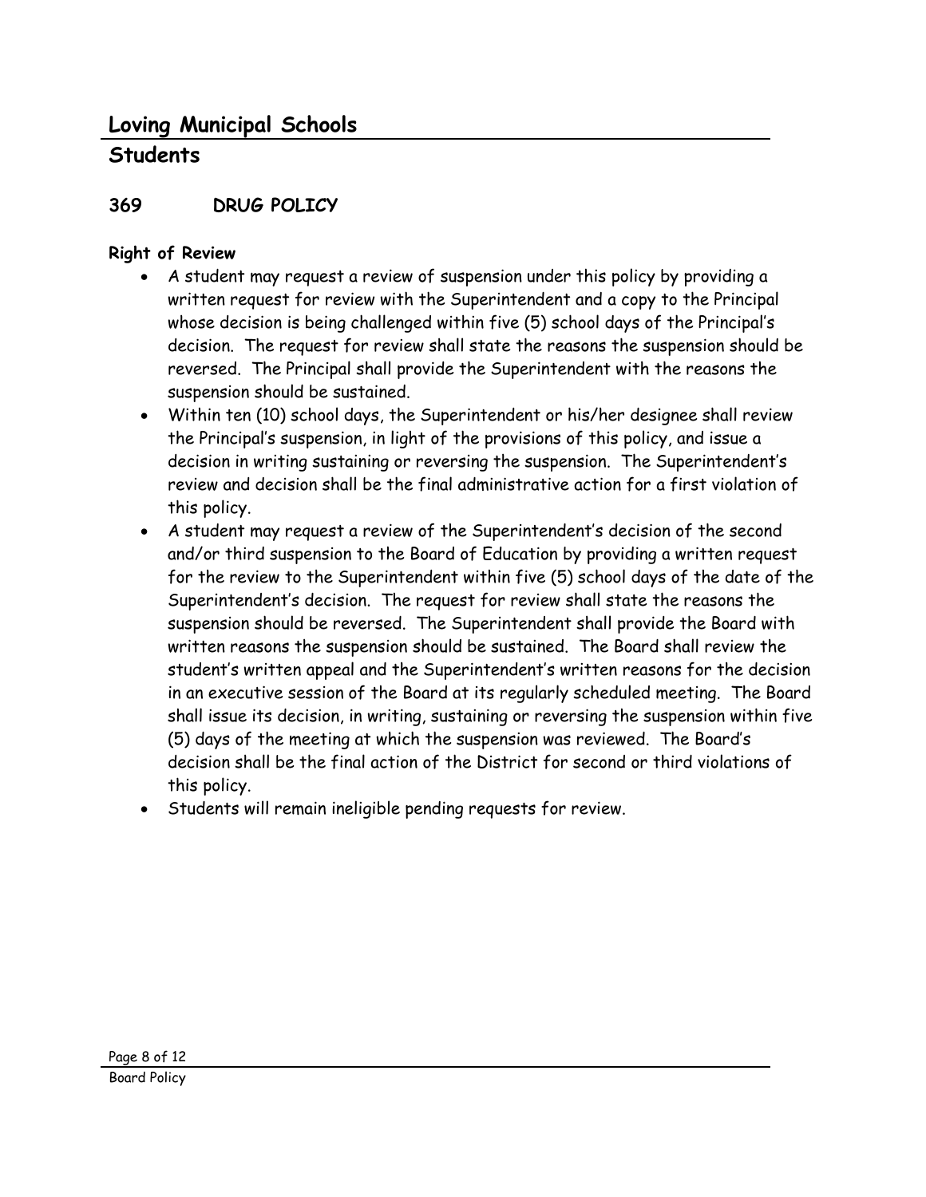# Loving Municipal Schools

## Students

### 369 DRUG POLICY

**Right of Review**

- A student may request a review of suspension under this policy by providing a written request for review with the Superintendent and a copy to the Principal whose decision is being challenged within five (5) school days of the Principal's decision. The request for review shall state the reasons the suspension should be reversed. The Principal shall provide the Superintendent with the reasons the suspension should be sustained.
- Within ten (10) school days, the Superintendent or his/her designee shall review the Principal's suspension, in light of the provisions of this policy, and issue a decision in writing sustaining or reversing the suspension. The Superintendent's review and decision shall be the final administrative action for a first violation of this policy.
- A student may request a review of the Superintendent's decision of the second and/or third suspension to the Board of Education by providing a written request for the review to the Superintendent within five (5) school days of the date of the Superintendent's decision. The request for review shall state the reasons the suspension should be reversed. The Superintendent shall provide the Board with written reasons the suspension should be sustained. The Board shall review the student's written appeal and the Superintendent's written reasons for the decision in an executive session of the Board at its regularly scheduled meeting. The Board shall issue its decision, in writing, sustaining or reversing the suspension within five (5) days of the meeting at which the suspension was reviewed. The Board's decision shall be the final action of the District for second or third violations of this policy.
- Students will remain ineligible pending requests for review.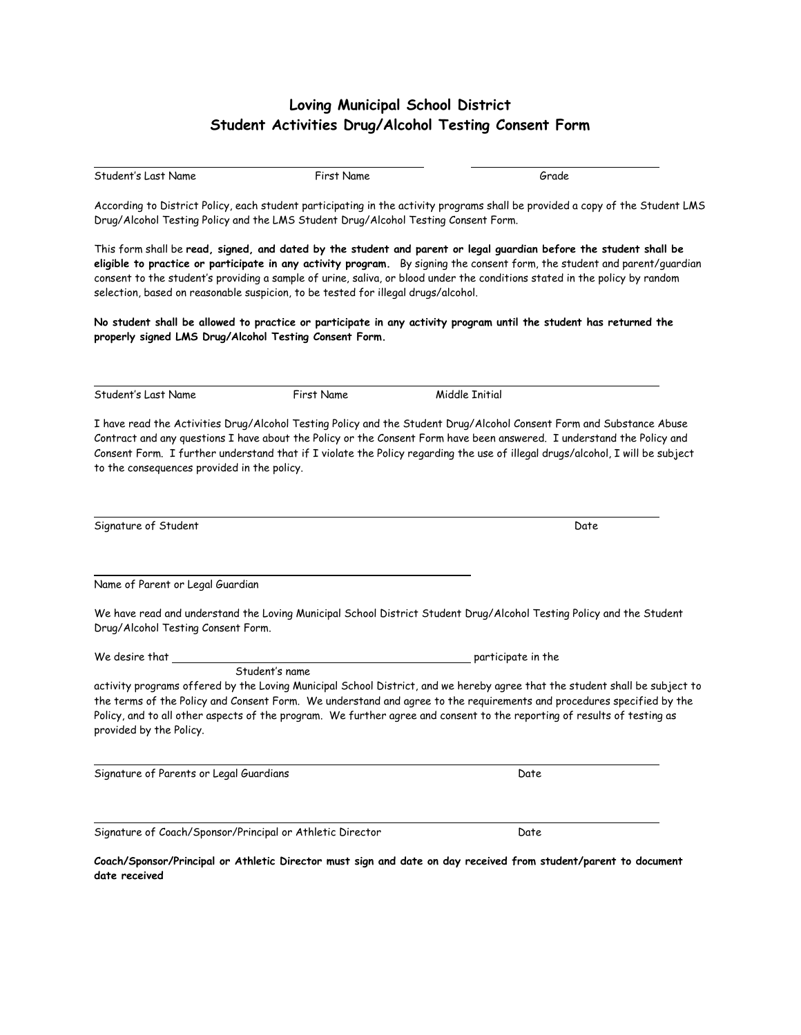# Loving Municipal School District
## Student Activities Drug/Alcohol Testing Consent Form

______________________________________________ ______________________
Student's Last Name First Name Grade

According to District Policy, each student participating in the activity programs shall be provided a copy of the Student LMS Drug/Alcohol Testing Policy and the LMS Student Drug/Alcohol Testing Consent Form.

This form shall be **read, signed, and dated by the student and parent or legal guardian before the student shall be eligible to practice or participate in any activity program.** By signing the consent form, the student and parent/guardian consent to the student's providing a sample of urine, saliva, or blood under the conditions stated in the policy by random selection, based on reasonable suspicion, to be tested for illegal drugs/alcohol.

**No student shall be allowed to practice or participate in any activity program until the student has returned the properly signed LMS Drug/Alcohol Testing Consent Form.**

______________________________________________________________
Student's Last Name First Name Middle Initial

I have read the Activities Drug/Alcohol Testing Policy and the Student Drug/Alcohol Consent Form and Substance Abuse Contract and any questions I have about the Policy or the Consent Form have been answered. I understand the Policy and Consent Form. I further understand that if I violate the Policy regarding the use of illegal drugs/alcohol, I will be subject to the consequences provided in the policy.

______________________________________________________________
Signature of Student Date

____________________________________
Name of Parent or Legal Guardian

We have read and understand the Loving Municipal School District Student Drug/Alcohol Testing Policy and the Student Drug/Alcohol Testing Consent Form.

We desire that ____________________________________ participate in the
Student's name
activity programs offered by the Loving Municipal School District, and we hereby agree that the student shall be subject to the terms of the Policy and Consent Form. We understand and agree to the requirements and procedures specified by the Policy, and to all other aspects of the program. We further agree and consent to the reporting of results of testing as provided by the Policy.

______________________________________________________________
Signature of Parents or Legal Guardians Date

______________________________________________________________
Signature of Coach/Sponsor/Principal or Athletic Director Date

**Coach/Sponsor/Principal or Athletic Director must sign and date on day received from student/parent to document date received**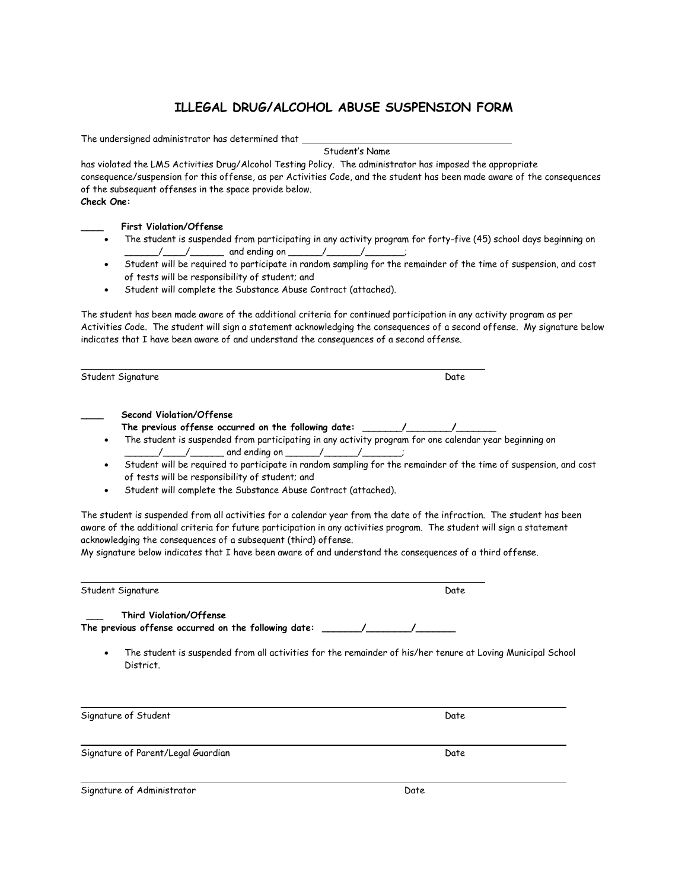# ILLEGAL DRUG/ALCOHOL ABUSE SUSPENSION FORM

The undersigned administrator has determined that ________________________________________
Student's Name

has violated the LMS Activities Drug/Alcohol Testing Policy. The administrator has imposed the appropriate consequence/suspension for this offense, as per Activities Code, and the student has been made aware of the consequences of the subsequent offenses in the space provide below.

**Check One:**

____ **First Violation/Offense**

- The student is suspended from participating in any activity program for forty-five (45) school days beginning on ______/____/______ and ending on ______/______/_______;
- Student will be required to participate in random sampling for the remainder of the time of suspension, and cost of tests will be responsibility of student; and
- Student will complete the Substance Abuse Contract (attached).

The student has been made aware of the additional criteria for continued participation in any activity program as per Activities Code. The student will sign a statement acknowledging the consequences of a second offense. My signature below indicates that I have been aware of and understand the consequences of a second offense.

________________________________________________________________

Student Signature Date

____ **Second Violation/Offense**
**The previous offense occurred on the following date: _______/________/_______**

- The student is suspended from participating in any activity program for one calendar year beginning on ______/____/______ and ending on ______/______/_______;
- Student will be required to participate in random sampling for the remainder of the time of suspension, and cost of tests will be responsibility of student; and
- Student will complete the Substance Abuse Contract (attached).

The student is suspended from all activities for a calendar year from the date of the infraction. The student has been aware of the additional criteria for future participation in any activities program. The student will sign a statement acknowledging the consequences of a subsequent (third) offense.
My signature below indicates that I have been aware of and understand the consequences of a third offense.

________________________________________________________________

Student Signature Date

___ **Third Violation/Offense**
**The previous offense occurred on the following date: _______/________/_______**

- The student is suspended from all activities for the remainder of his/her tenure at Loving Municipal School District.

________________________________________________________________

Signature of Student Date

________________________________________________________________

Signature of Parent/Legal Guardian Date

________________________________________________________________

Signature of Administrator Date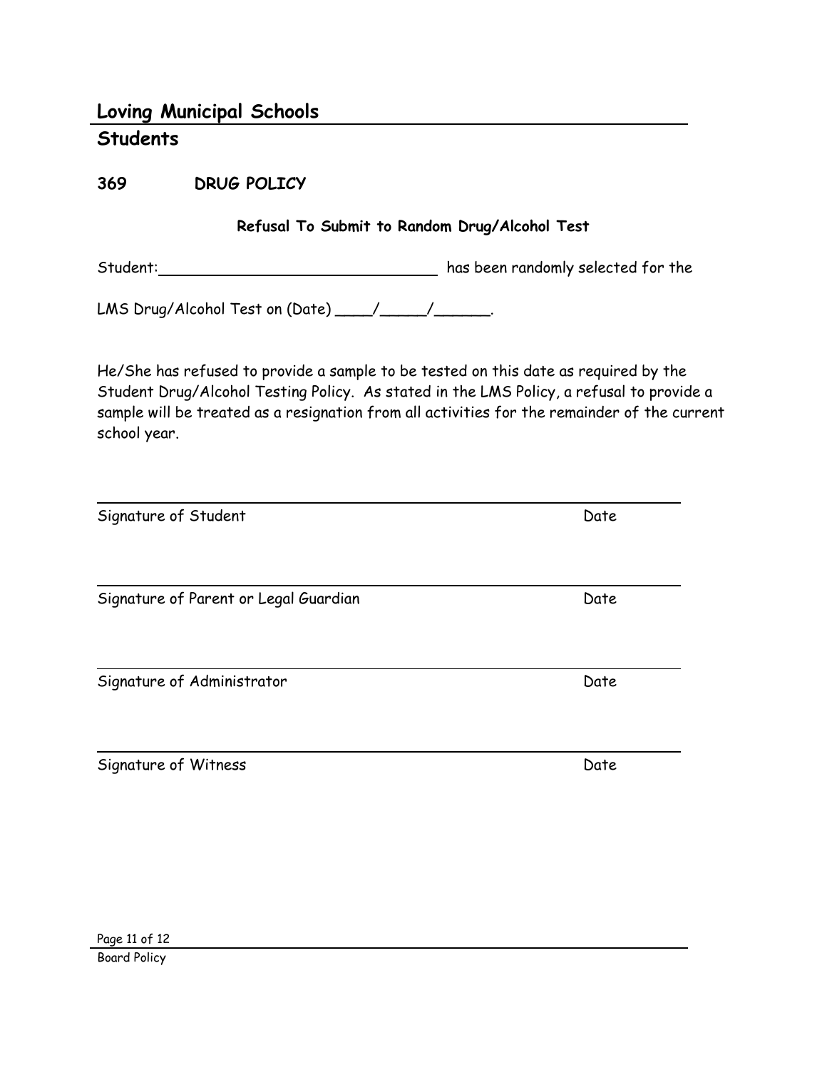# Loving Municipal Schools

## Students

### 369 DRUG POLICY

**Refusal To Submit to Random Drug/Alcohol Test**

Student: ______________________________ has been randomly selected for the

LMS Drug/Alcohol Test on (Date) ____/_____/______.

He/She has refused to provide a sample to be tested on this date as required by the Student Drug/Alcohol Testing Policy. As stated in the LMS Policy, a refusal to provide a sample will be treated as a resignation from all activities for the remainder of the current school year.

_______________________________________________

Signature of Student Date

_______________________________________________

Signature of Parent or Legal Guardian Date

_______________________________________________

Signature of Administrator Date

_______________________________________________

Signature of Witness Date

Board Policy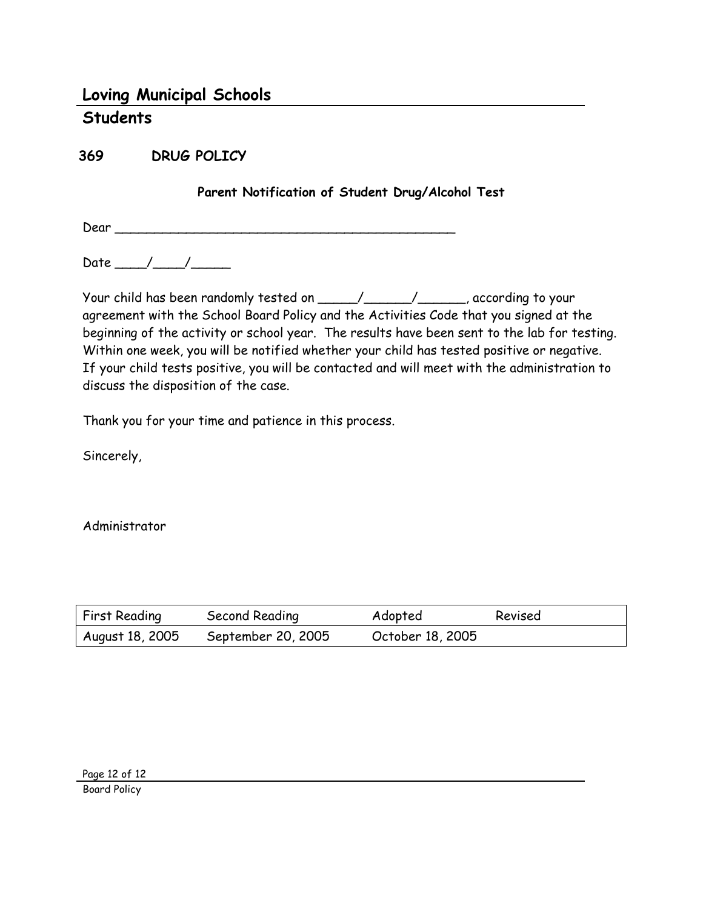## Loving Municipal Schools

## Students

### 369 DRUG POLICY

**Parent Notification of Student Drug/Alcohol Test**

Dear ______________________________________________

Date ____/____/_____

Your child has been randomly tested on _____/______/______, according to your agreement with the School Board Policy and the Activities Code that you signed at the beginning of the activity or school year. The results have been sent to the lab for testing. Within one week, you will be notified whether your child has tested positive or negative. If your child tests positive, you will be contacted and will meet with the administration to discuss the disposition of the case.

Thank you for your time and patience in this process.

Sincerely,

Administrator

| First Reading | Second Reading | Adopted | Revised |
|---|---|---|---|
| August 18, 2005 | September 20, 2005 | October 18, 2005 | |